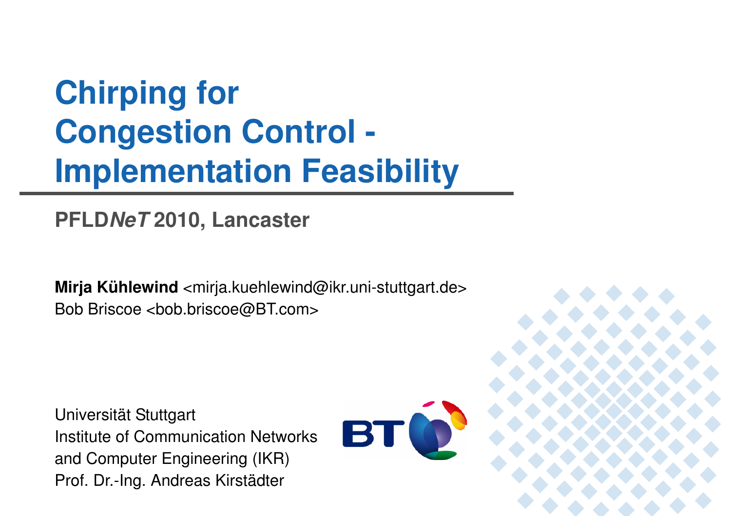# Chirping for Congestion Control - Implementation Feasibility

## PFLD*NeT* 2010, Lancaster

**Mirja Kühlewind** <mirja.kuehlewind@ikr.uni-stuttgart.de>
Bob Briscoe <bob.briscoe@BT.com>

Universität Stuttgart
Institute of Communication Networks and Computer Engineering (IKR)
Prof. Dr.-Ing. Andreas Kirstädter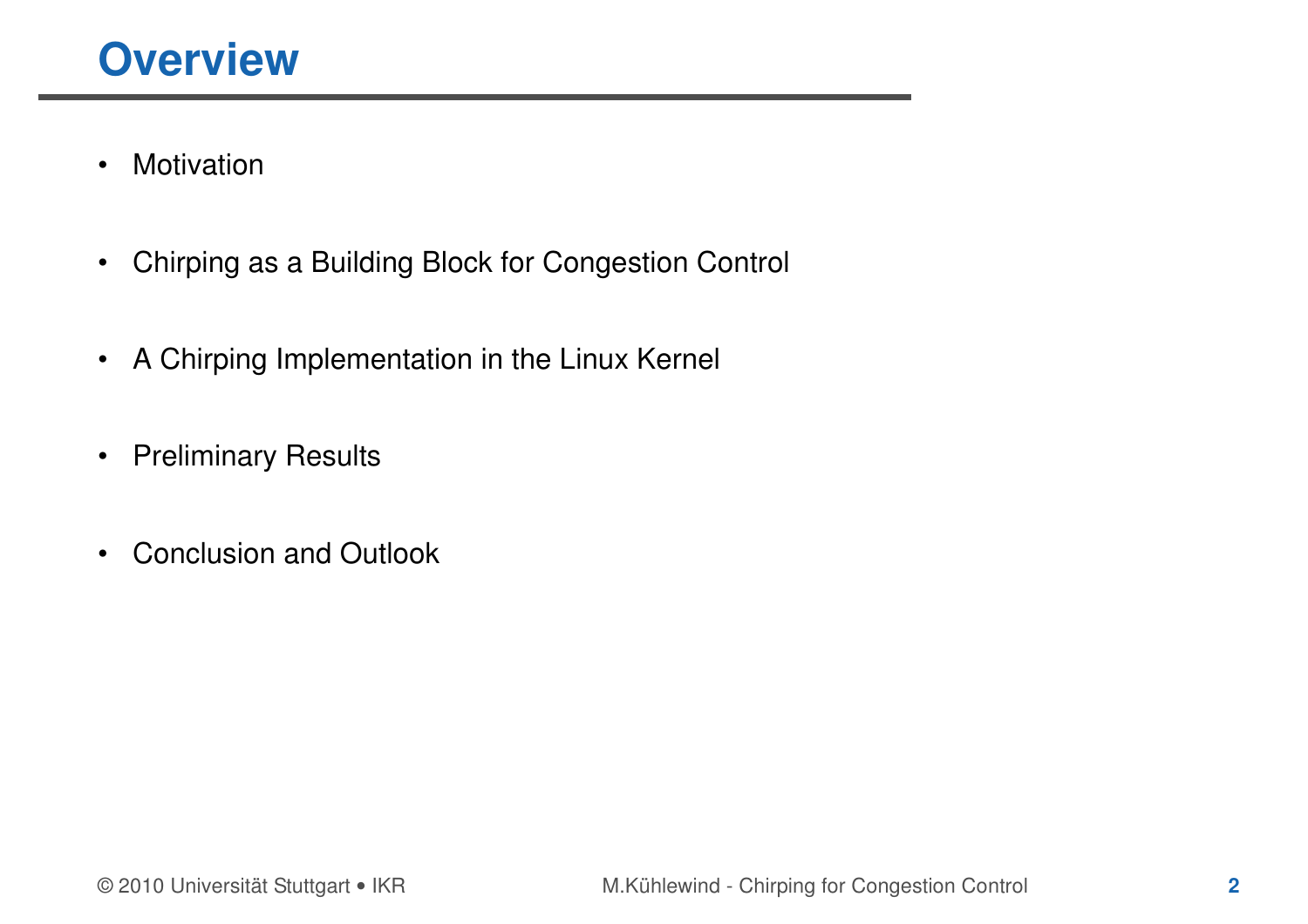# Overview

- Motivation
- Chirping as a Building Block for Congestion Control
- A Chirping Implementation in the Linux Kernel
- Preliminary Results
- Conclusion and Outlook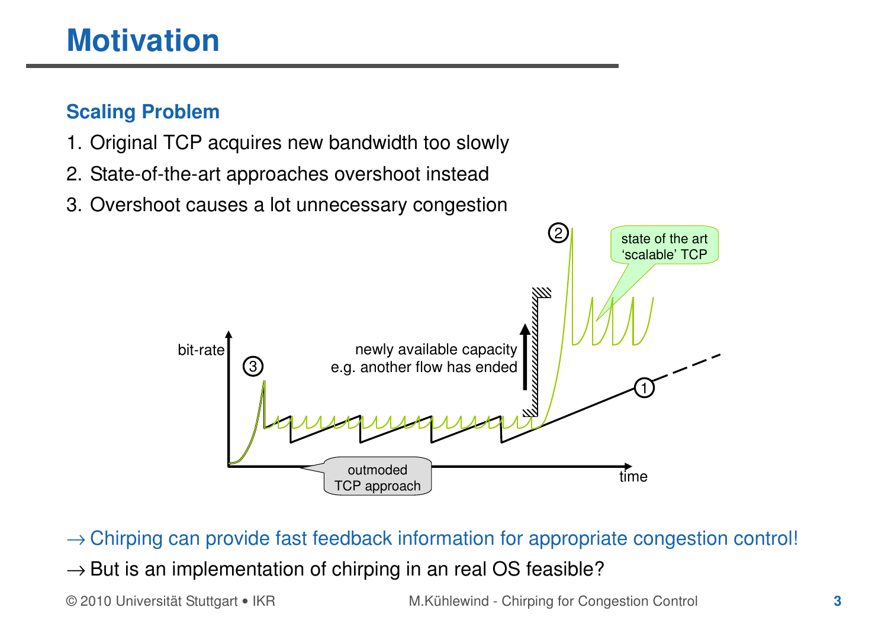# Motivation

## Scaling Problem

1. Original TCP acquires new bandwidth too slowly
2. State-of-the-art approaches overshoot instead
3. Overshoot causes a lot unnecessary congestion

bit-rate

newly available capacity
e.g. another flow has ended

state of the art
'scalable' TCP

outmoded
TCP approach

time

→ Chirping can provide fast feedback information for appropriate congestion control!

→ But is an implementation of chirping in an real OS feasible?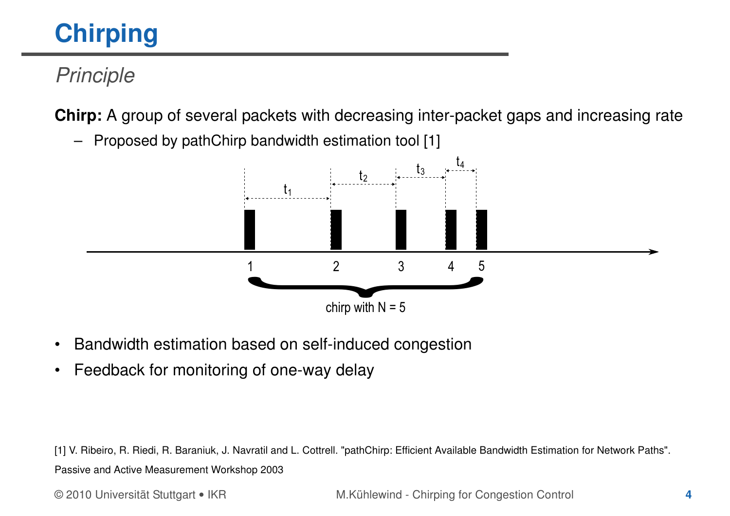# Chirping

## *Principle*

**Chirp:** A group of several packets with decreasing inter-packet gaps and increasing rate

– Proposed by pathChirp bandwidth estimation tool [1]

$t_1$ $t_2$ $t_3$ $t_4$

1 2 3 4 5

chirp with N = 5

- Bandwidth estimation based on self-induced congestion
- Feedback for monitoring of one-way delay

[1] V. Ribeiro, R. Riedi, R. Baraniuk, J. Navratil and L. Cottrell. "pathChirp: Efficient Available Bandwidth Estimation for Network Paths". Passive and Active Measurement Workshop 2003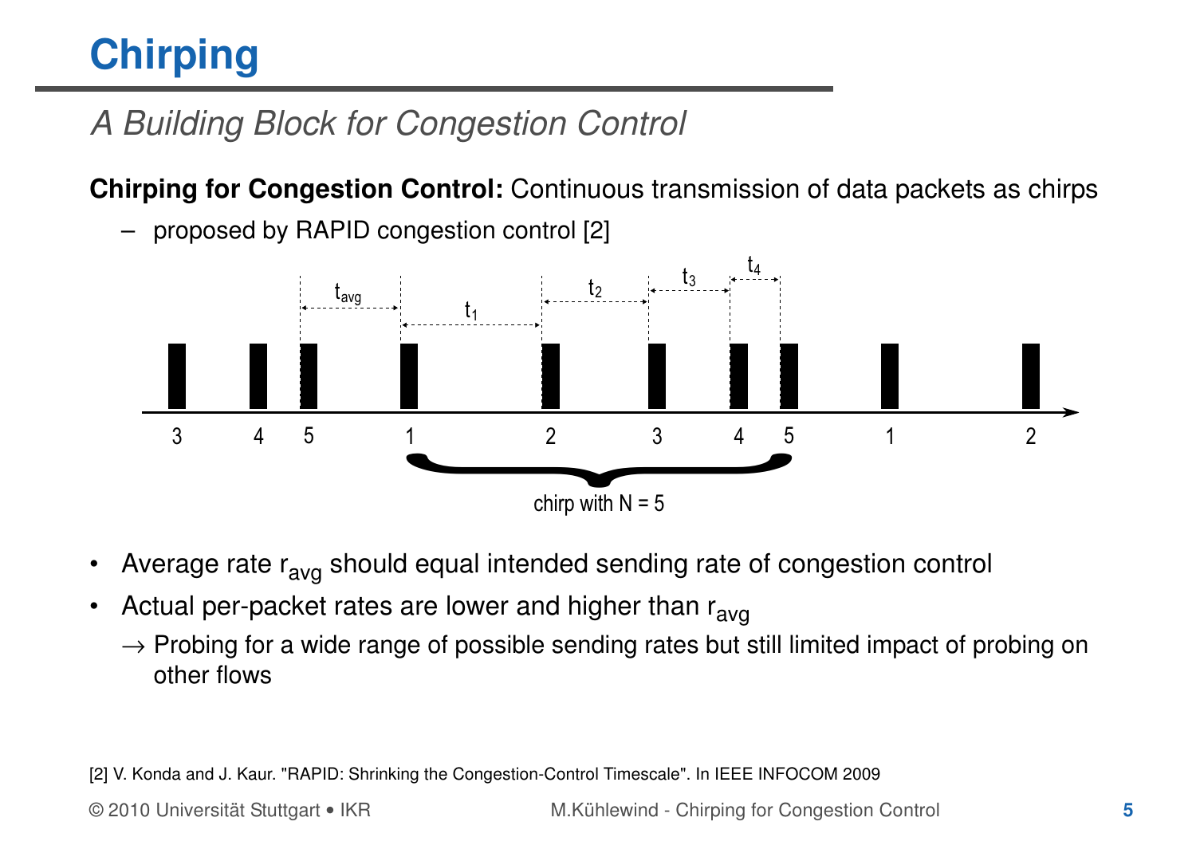# Chirping

## *A Building Block for Congestion Control*

**Chirping for Congestion Control:** Continuous transmission of data packets as chirps

– proposed by RAPID congestion control [2]

- Average rate $r_{avg}$ should equal intended sending rate of congestion control
- Actual per-packet rates are lower and higher than $r_{avg}$

  → Probing for a wide range of possible sending rates but still limited impact of probing on other flows

[2] V. Konda and J. Kaur. "RAPID: Shrinking the Congestion-Control Timescale". In IEEE INFOCOM 2009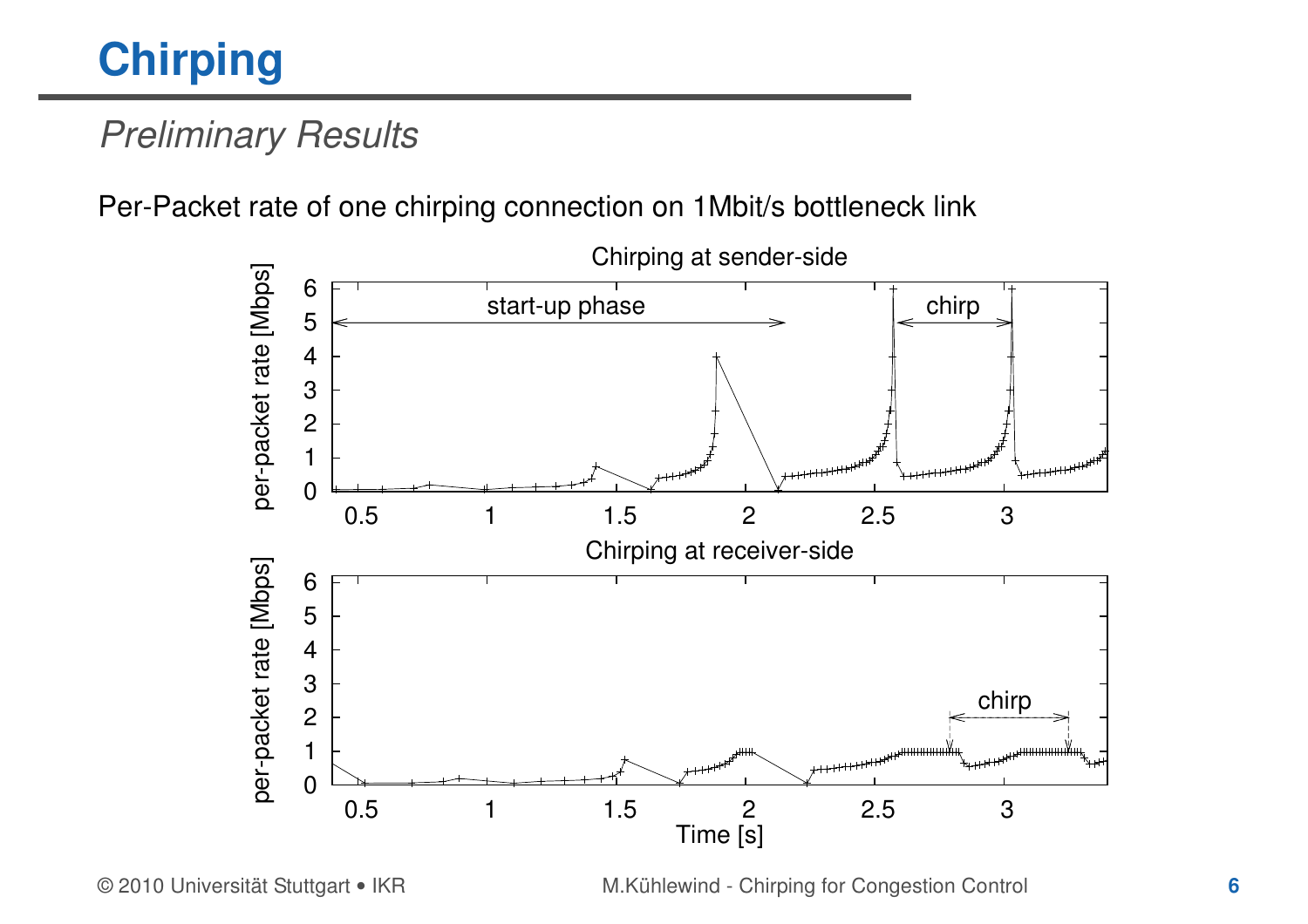# Chirping

## *Preliminary Results*

Per-Packet rate of one chirping connection on 1Mbit/s bottleneck link

Chirping at sender-side

start-up phase

chirp

per-packet rate [Mbps]

Chirping at receiver-side

chirp

per-packet rate [Mbps]

Time [s]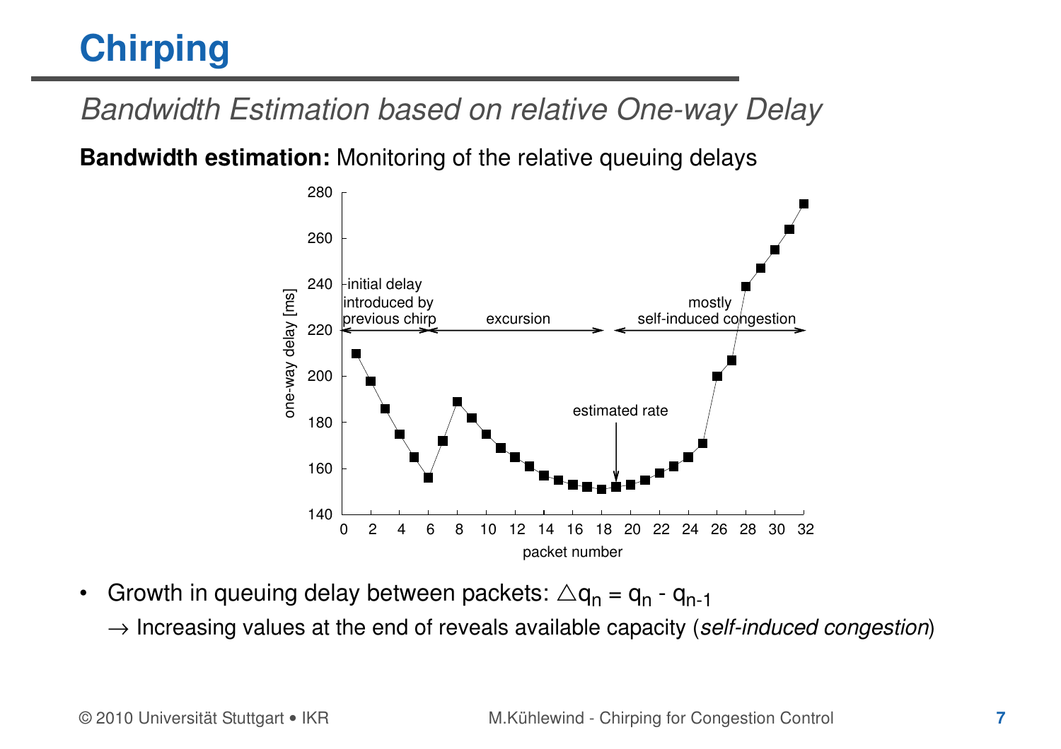# Chirping

*Bandwidth Estimation based on relative One-way Delay*

**Bandwidth estimation:** Monitoring of the relative queuing delays

- Growth in queuing delay between packets: $\triangle q_n = q_n - q_{n-1}$
  
  → Increasing values at the end of reveals available capacity (*self-induced congestion*)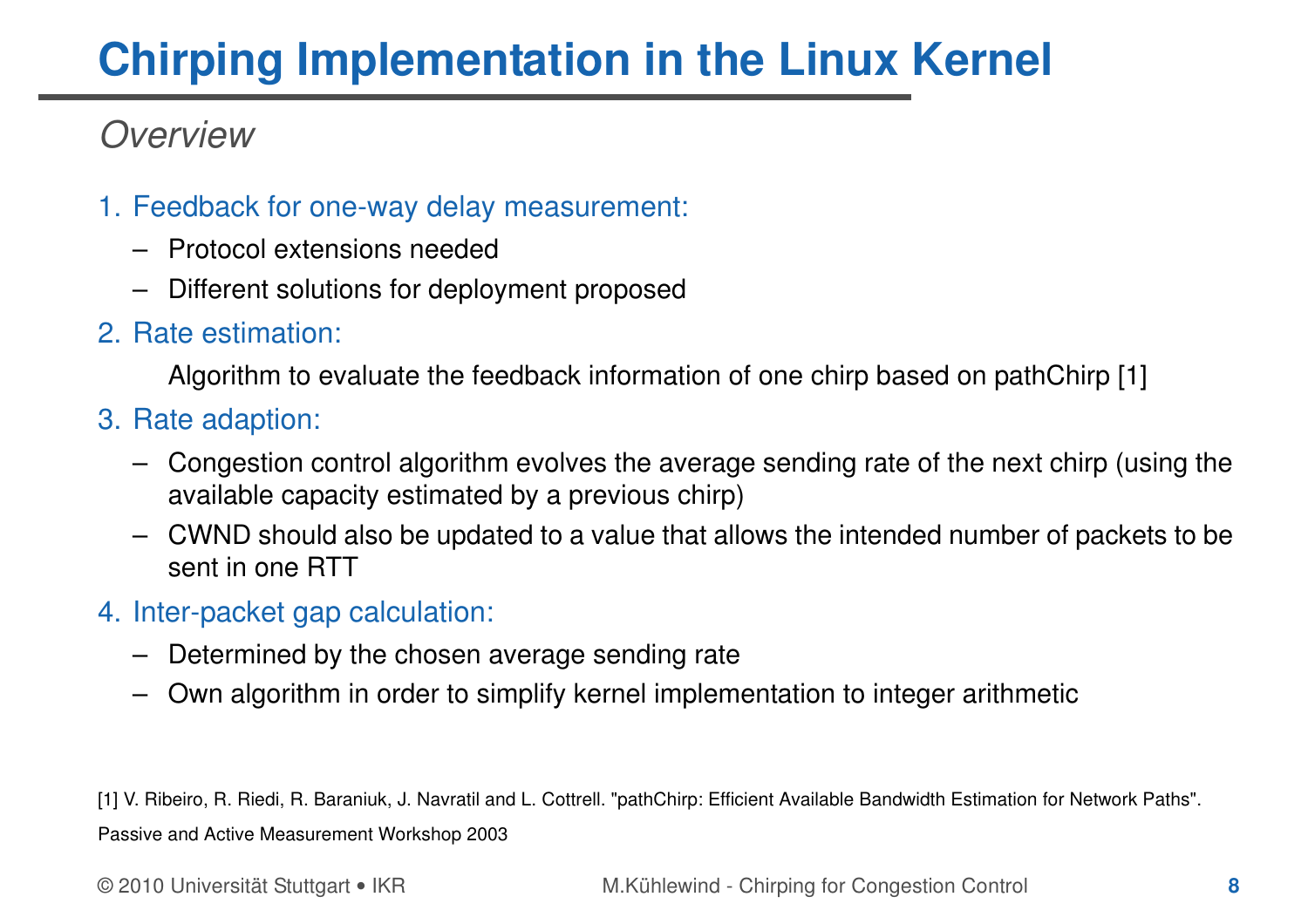# Chirping Implementation in the Linux Kernel

## *Overview*

1. Feedback for one-way delay measurement:
   - Protocol extensions needed
   - Different solutions for deployment proposed
2. Rate estimation:

   Algorithm to evaluate the feedback information of one chirp based on pathChirp [1]
3. Rate adaption:
   - Congestion control algorithm evolves the average sending rate of the next chirp (using the available capacity estimated by a previous chirp)
   - CWND should also be updated to a value that allows the intended number of packets to be sent in one RTT
4. Inter-packet gap calculation:
   - Determined by the chosen average sending rate
   - Own algorithm in order to simplify kernel implementation to integer arithmetic

[1] V. Ribeiro, R. Riedi, R. Baraniuk, J. Navratil and L. Cottrell. "pathChirp: Efficient Available Bandwidth Estimation for Network Paths". Passive and Active Measurement Workshop 2003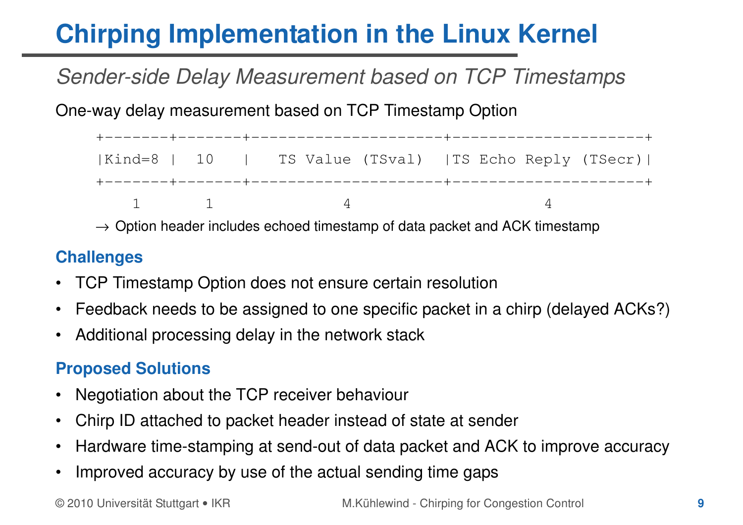# Chirping Implementation in the Linux Kernel

*Sender-side Delay Measurement based on TCP Timestamps*

One-way delay measurement based on TCP Timestamp Option

```
+-------+-------+---------------------+---------------------+
|Kind=8 |  10   |   TS Value (TSval)  |TS Echo Reply (TSecr)|
+-------+-------+---------------------+---------------------+
    1       1              4                     4
```

→ Option header includes echoed timestamp of data packet and ACK timestamp

### Challenges

- TCP Timestamp Option does not ensure certain resolution
- Feedback needs to be assigned to one specific packet in a chirp (delayed ACKs?)
- Additional processing delay in the network stack

### Proposed Solutions

- Negotiation about the TCP receiver behaviour
- Chirp ID attached to packet header instead of state at sender
- Hardware time-stamping at send-out of data packet and ACK to improve accuracy
- Improved accuracy by use of the actual sending time gaps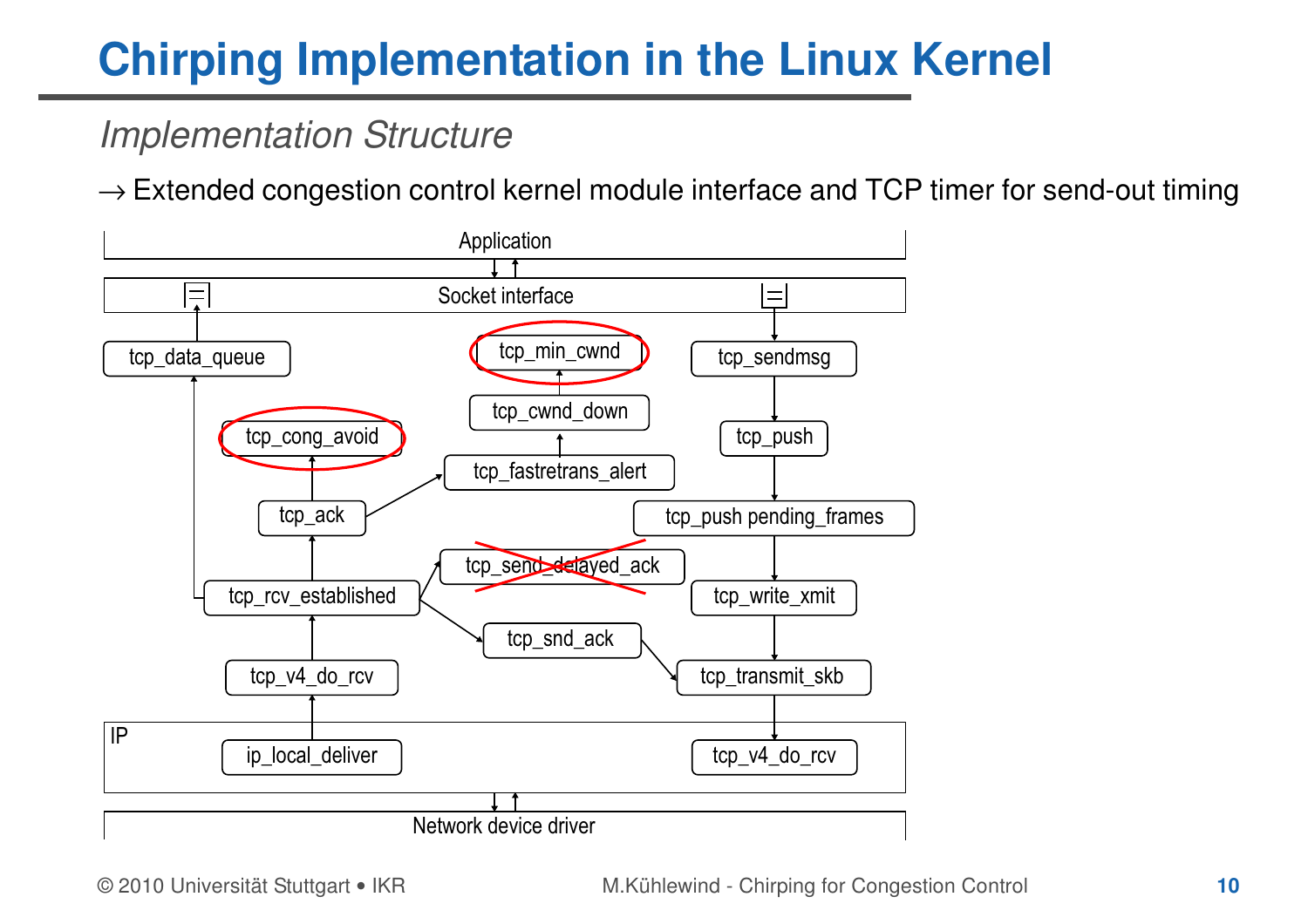# Chirping Implementation in the Linux Kernel

*Implementation Structure*

→ Extended congestion control kernel module interface and TCP timer for send-out timing

Application

Socket interface

tcp_data_queue

tcp_min_cwnd

tcp_sendmsg

tcp_cwnd_down

tcp_cong_avoid

tcp_push

tcp_fastretrans_alert

tcp_ack

tcp_push pending_frames

tcp_send_delayed_ack

tcp_rcv_established

tcp_write_xmit

tcp_snd_ack

tcp_v4_do_rcv

tcp_transmit_skb

IP

ip_local_deliver

tcp_v4_do_rcv

Network device driver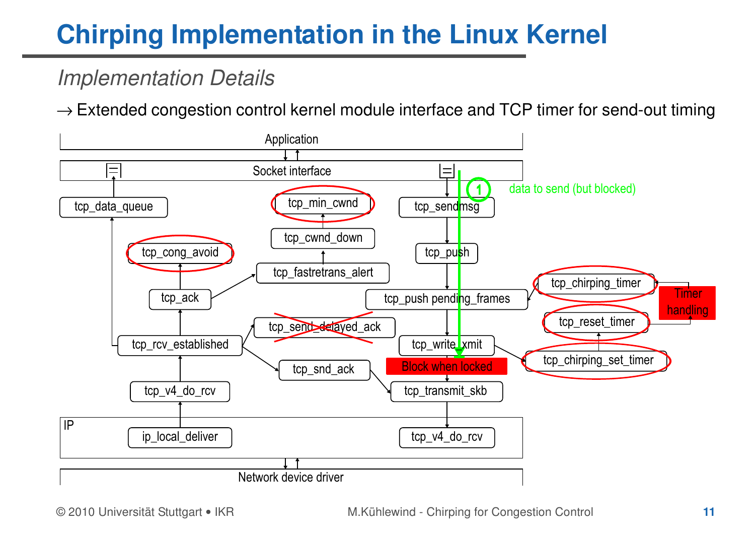# Chirping Implementation in the Linux Kernel

*Implementation Details*

→ Extended congestion control kernel module interface and TCP timer for send-out timing

Application

Socket interface

tcp_data_queue

tcp_min_cwnd

tcp_sendmsg

1 data to send (but blocked)

tcp_cwnd_down

tcp_cong_avoid

tcp_push

tcp_fastretrans_alert

tcp_chirping_timer

tcp_ack

tcp_push pending_frames

Timer handling

tcp_send_delayed_ack

tcp_reset_timer

tcp_rcv_established

tcp_write_xmit

tcp_chirping_set_timer

Block when locked

tcp_snd_ack

tcp_v4_do_rcv

tcp_transmit_skb

IP

ip_local_deliver

tcp_v4_do_rcv

Network device driver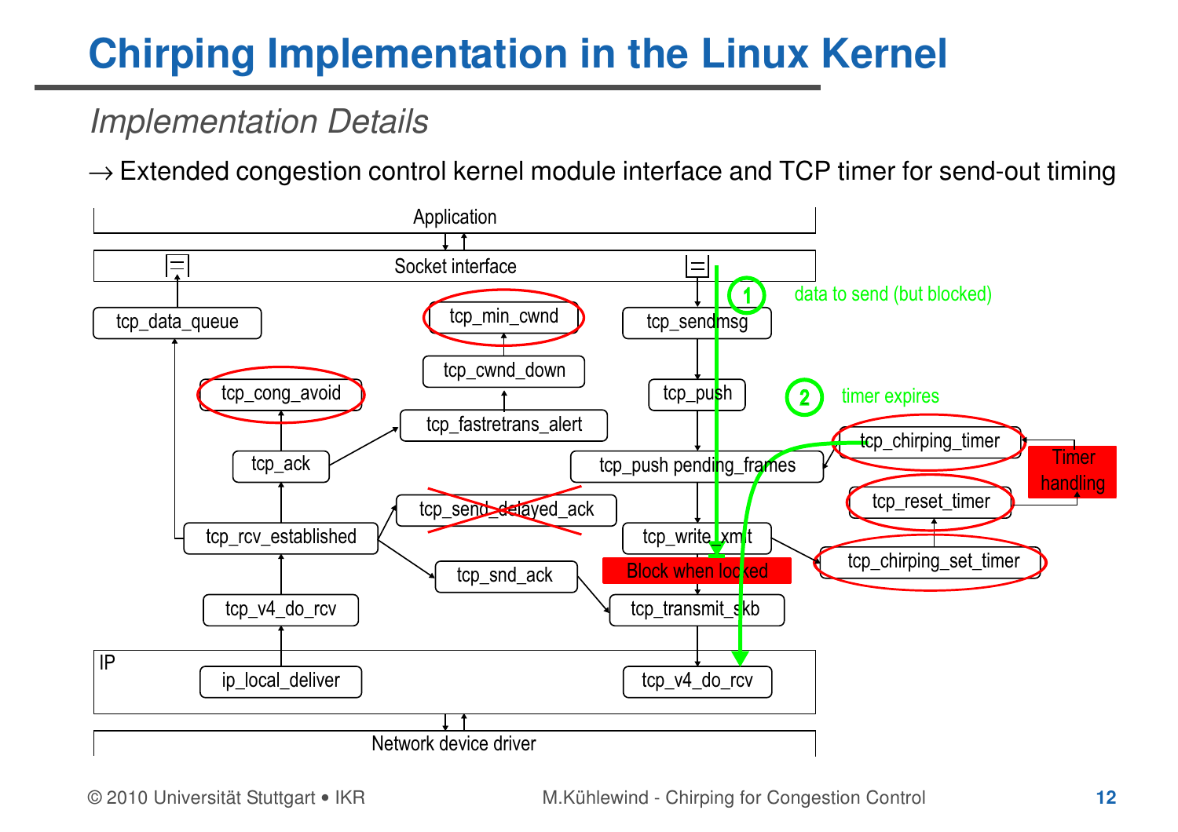# Chirping Implementation in the Linux Kernel

*Implementation Details*

→ Extended congestion control kernel module interface and TCP timer for send-out timing

Application

Socket interface

tcp_data_queue

tcp_min_cwnd

tcp_sendmsg

1 data to send (but blocked)

tcp_cwnd_down

tcp_cong_avoid

tcp_push

2 timer expires

tcp_fastretrans_alert

tcp_chirping_timer

tcp_ack

tcp_push pending_frames

Timer handling

tcp_reset_timer

tcp_send_delayed_ack

tcp_rcv_established

tcp_write_xmit

tcp_chirping_set_timer

Block when locked

tcp_snd_ack

tcp_v4_do_rcv

tcp_transmit_skb

IP

ip_local_deliver

tcp_v4_do_rcv

Network device driver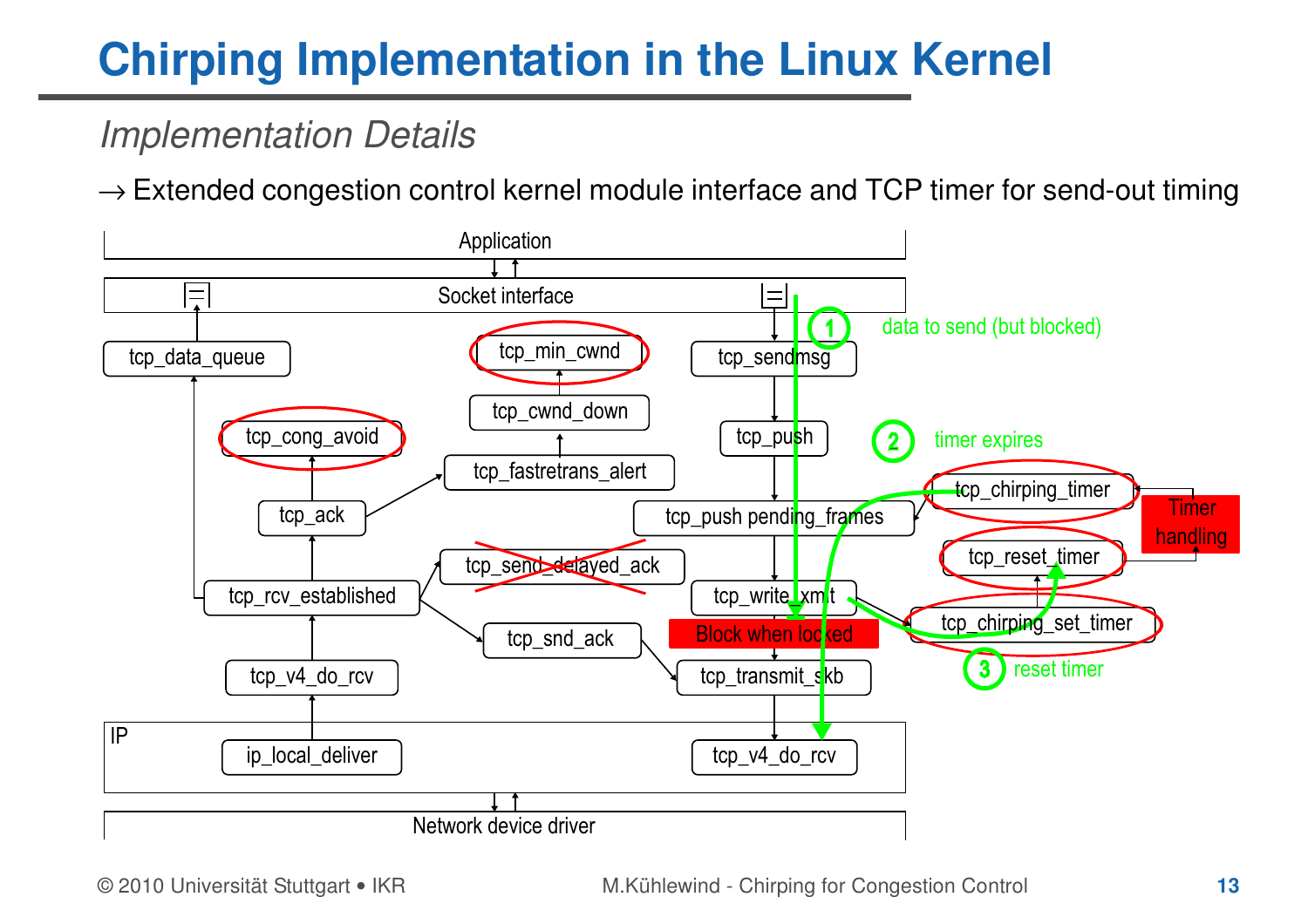# Chirping Implementation in the Linux Kernel

*Implementation Details*

→ Extended congestion control kernel module interface and TCP timer for send-out timing

Application

Socket interface

tcp_data_queue

tcp_min_cwnd

tcp_sendmsg

tcp_cwnd_down

tcp_cong_avoid

tcp_push

tcp_fastretrans_alert

1 data to send (but blocked)

2 timer expires

tcp_ack

tcp_push pending_frames

tcp_chirping_timer

Timer handling

tcp_reset_timer

tcp_send_delayed_ack

tcp_rcv_established

tcp_write_xmit

Block when locked

tcp_chirping_set_timer

tcp_snd_ack

tcp_v4_do_rcv

tcp_transmit_skb

3 reset timer

IP

ip_local_deliver

tcp_v4_do_rcv

Network device driver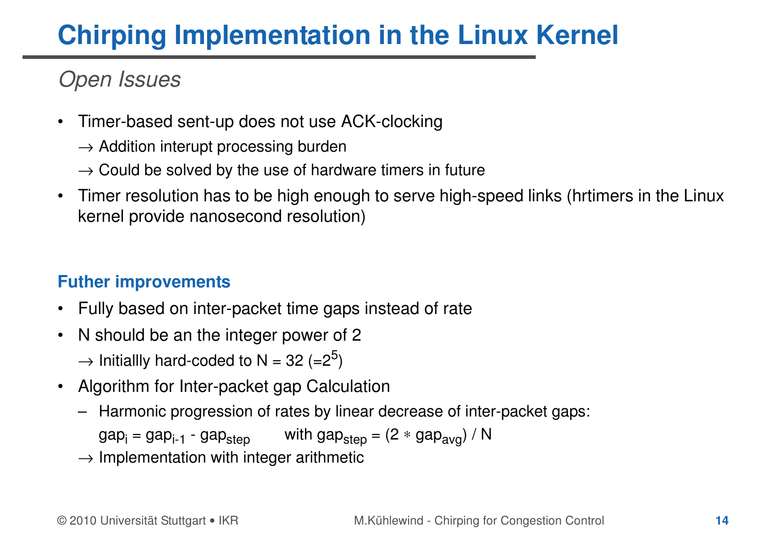# Chirping Implementation in the Linux Kernel

*Open Issues*

- Timer-based sent-up does not use ACK-clocking
  → Addition interupt processing burden
  → Could be solved by the use of hardware timers in future
- Timer resolution has to be high enough to serve high-speed links (hrtimers in the Linux kernel provide nanosecond resolution)

### Futher improvements

- Fully based on inter-packet time gaps instead of rate
- N should be an the integer power of 2
  → Initiallly hard-coded to N = 32 (=$2^5$)
- Algorithm for Inter-packet gap Calculation
  - Harmonic progression of rates by linear decrease of inter-packet gaps:
    $gap_i = gap_{i-1} - gap_{step}$ with $gap_{step} = (2 * gap_{avg}) / N$

  → Implementation with integer arithmetic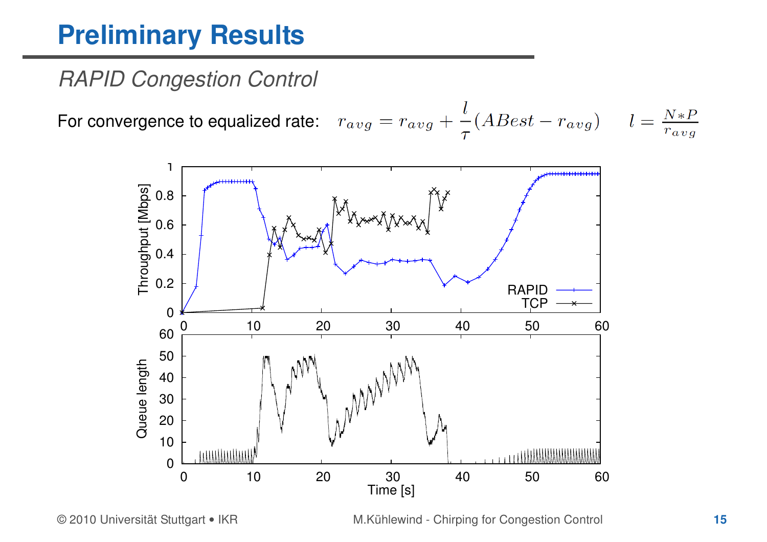# Preliminary Results

*RAPID Congestion Control*

For convergence to equalized rate: $r_{avg} = r_{avg} + \frac{l}{\tau}(ABest - r_{avg}) \qquad l = \frac{N*P}{r_{avg}}$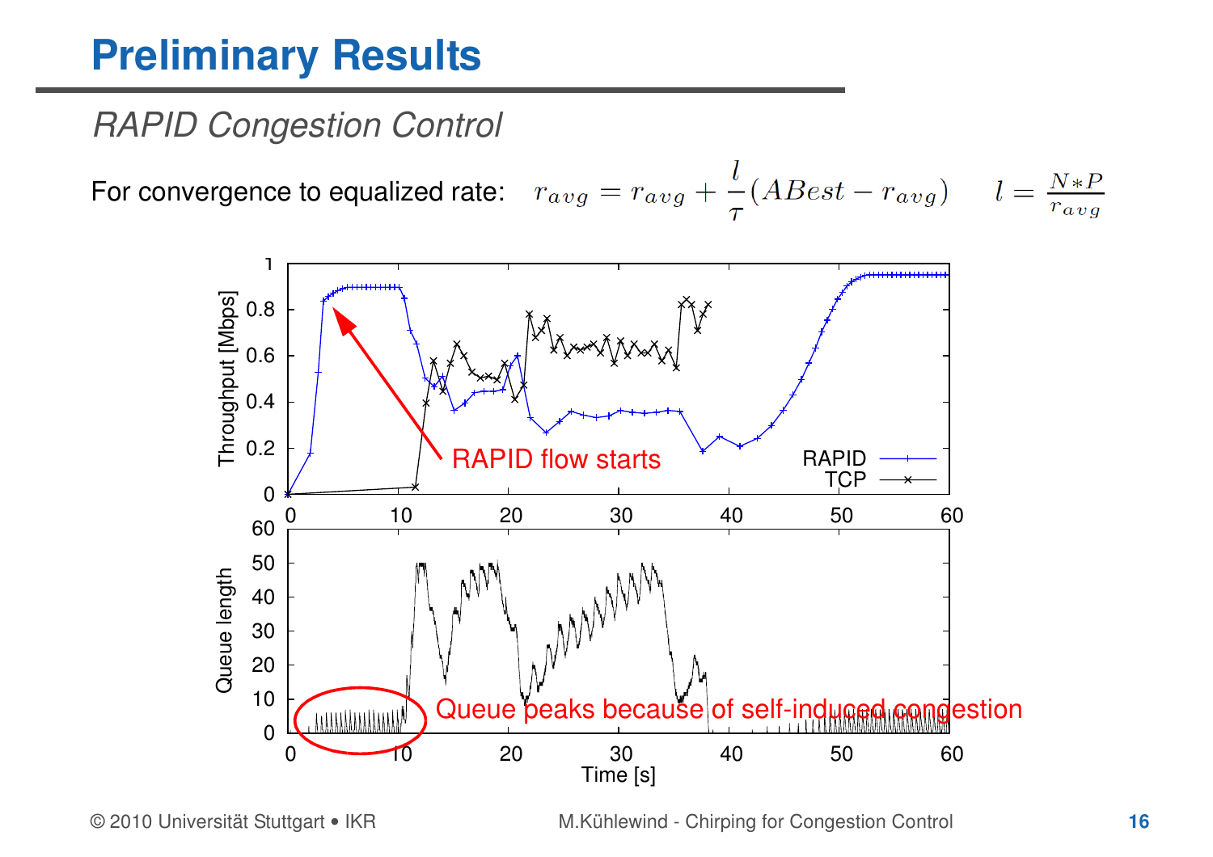# Preliminary Results

*RAPID Congestion Control*

For convergence to equalized rate: $r_{avg} = r_{avg} + \frac{l}{\tau}(ABest - r_{avg})$ $\quad l = \frac{N*P}{r_{avg}}$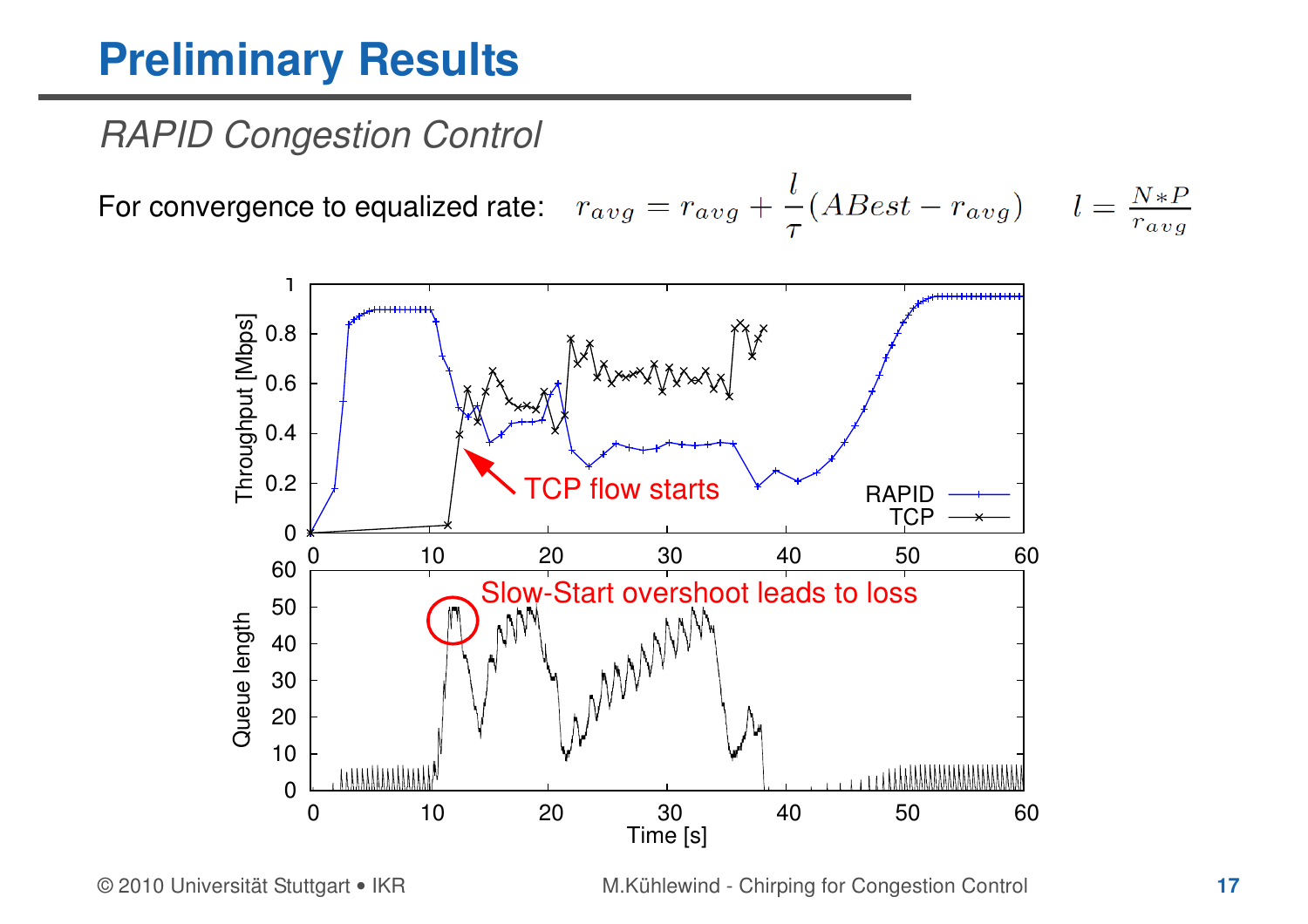# Preliminary Results

*RAPID Congestion Control*

For convergence to equalized rate: $r_{avg} = r_{avg} + \frac{l}{\tau}(ABest - r_{avg}) \qquad l = \frac{N*P}{r_{avg}}$

TCP flow starts

Slow-Start overshoot leads to loss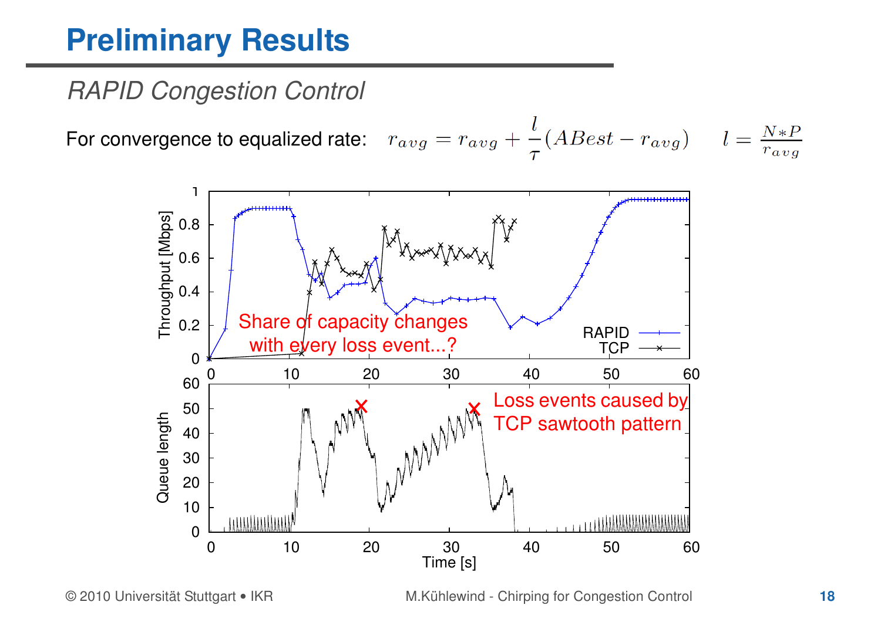# Preliminary Results

*RAPID Congestion Control*

For convergence to equalized rate: $r_{avg} = r_{avg} + \frac{l}{\tau}(ABest - r_{avg})$ $\quad l = \frac{N*P}{r_{avg}}$

Share of capacity changes with every loss event...?

Loss events caused by TCP sawtooth pattern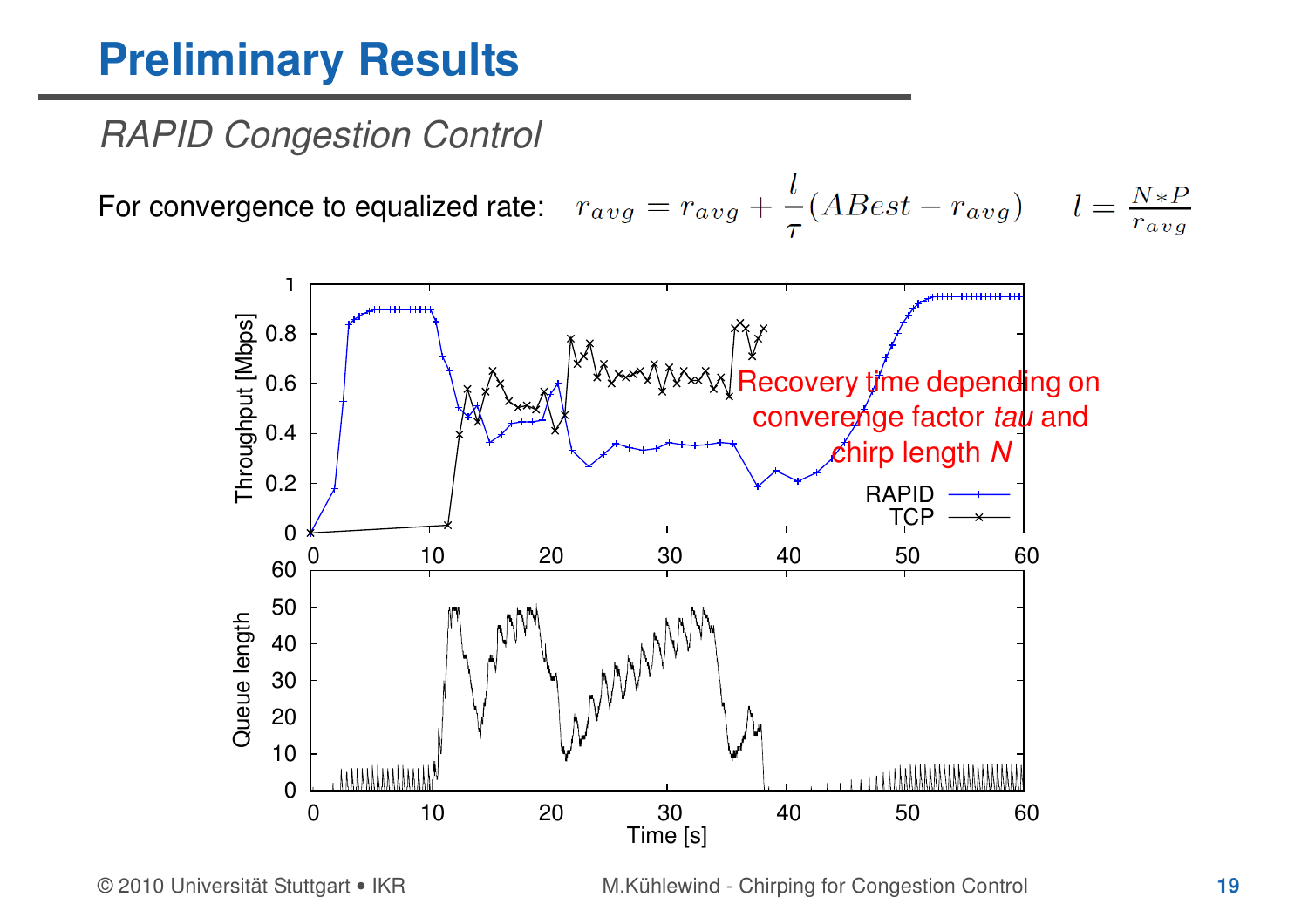# Preliminary Results

*RAPID Congestion Control*

For convergence to equalized rate: $r_{avg} = r_{avg} + \frac{l}{\tau}(ABest - r_{avg}) \qquad l = \frac{N*P}{r_{avg}}$

Recovery time depending on converenge factor *tau* and chirp length *N*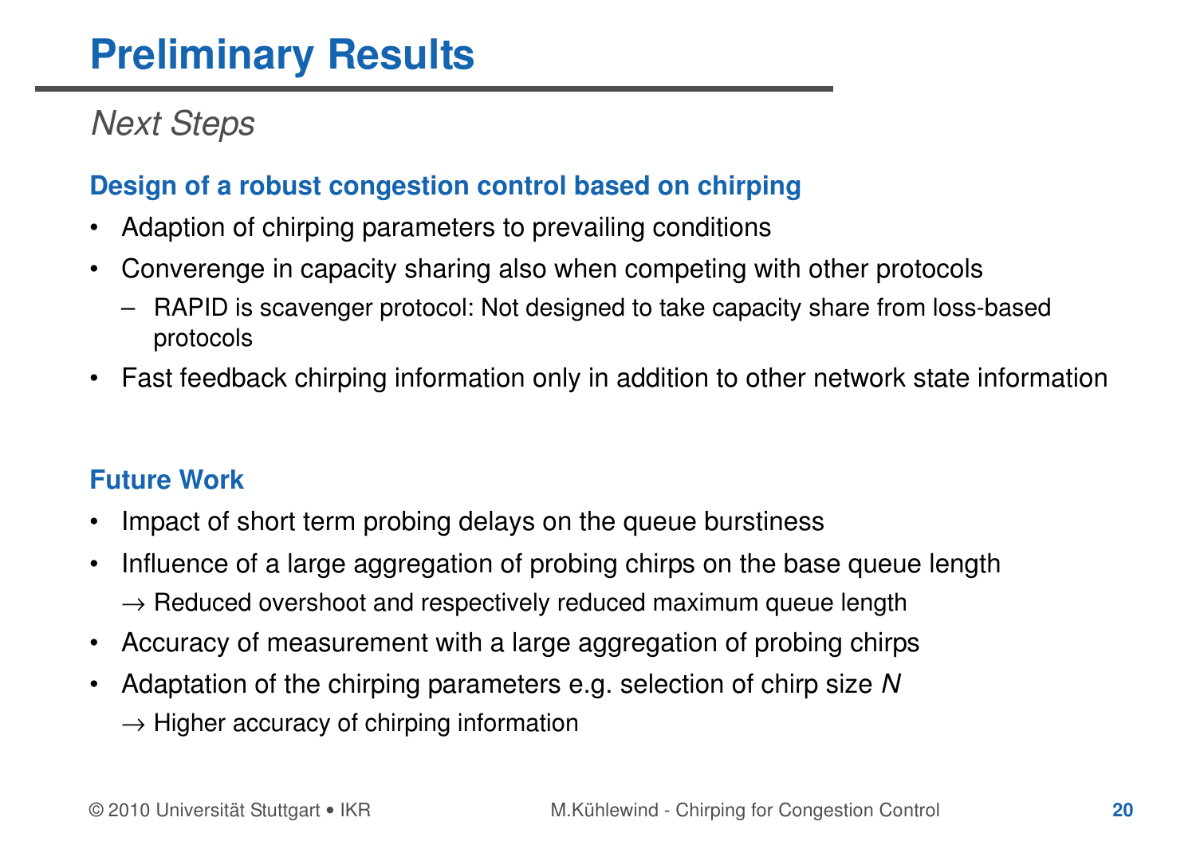# Preliminary Results

## *Next Steps*

### Design of a robust congestion control based on chirping

- Adaption of chirping parameters to prevailing conditions
- Converenge in capacity sharing also when competing with other protocols
  - RAPID is scavenger protocol: Not designed to take capacity share from loss-based protocols
- Fast feedback chirping information only in addition to other network state information

### Future Work

- Impact of short term probing delays on the queue burstiness
- Influence of a large aggregation of probing chirps on the base queue length
  $\rightarrow$ Reduced overshoot and respectively reduced maximum queue length
- Accuracy of measurement with a large aggregation of probing chirps
- Adaptation of the chirping parameters e.g. selection of chirp size $N$
  $\rightarrow$ Higher accuracy of chirping information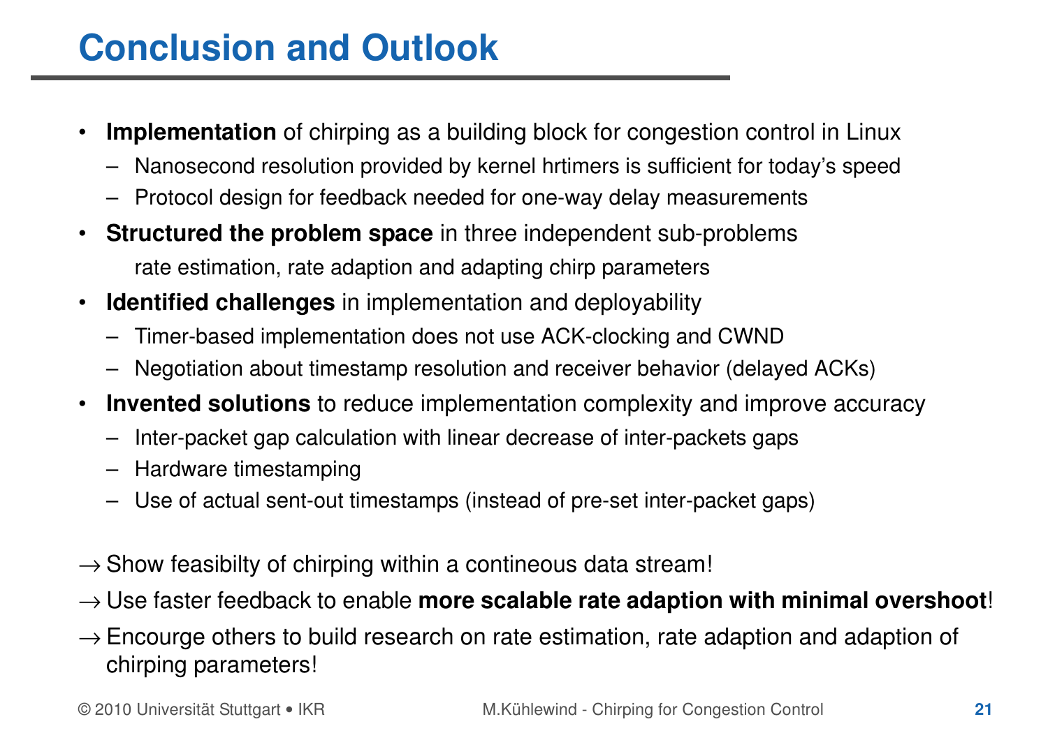# Conclusion and Outlook

- **Implementation** of chirping as a building block for congestion control in Linux
  - Nanosecond resolution provided by kernel hrtimers is sufficient for today's speed
  - Protocol design for feedback needed for one-way delay measurements
- **Structured the problem space** in three independent sub-problems
  
  rate estimation, rate adaption and adapting chirp parameters
- **Identified challenges** in implementation and deployability
  - Timer-based implementation does not use ACK-clocking and CWND
  - Negotiation about timestamp resolution and receiver behavior (delayed ACKs)
- **Invented solutions** to reduce implementation complexity and improve accuracy
  - Inter-packet gap calculation with linear decrease of inter-packets gaps
  - Hardware timestamping
  - Use of actual sent-out timestamps (instead of pre-set inter-packet gaps)

→ Show feasibilty of chirping within a contineous data stream!

→ Use faster feedback to enable **more scalable rate adaption with minimal overshoot**!

→ Encourge others to build research on rate estimation, rate adaption and adaption of chirping parameters!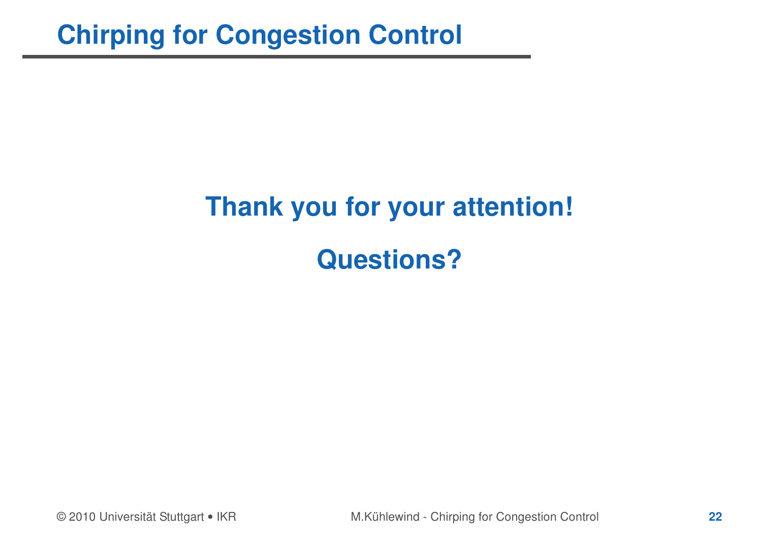# Chirping for Congestion Control

**Thank you for your attention!**

**Questions?**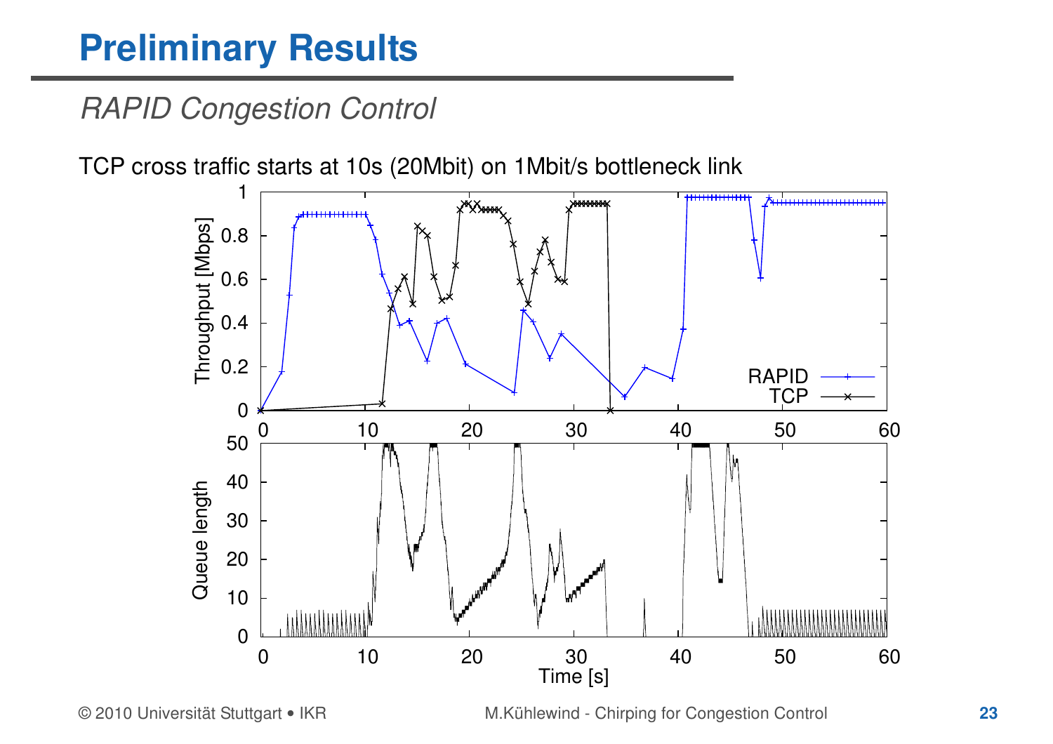# Preliminary Results

*RAPID Congestion Control*

TCP cross traffic starts at 10s (20Mbit) on 1Mbit/s bottleneck link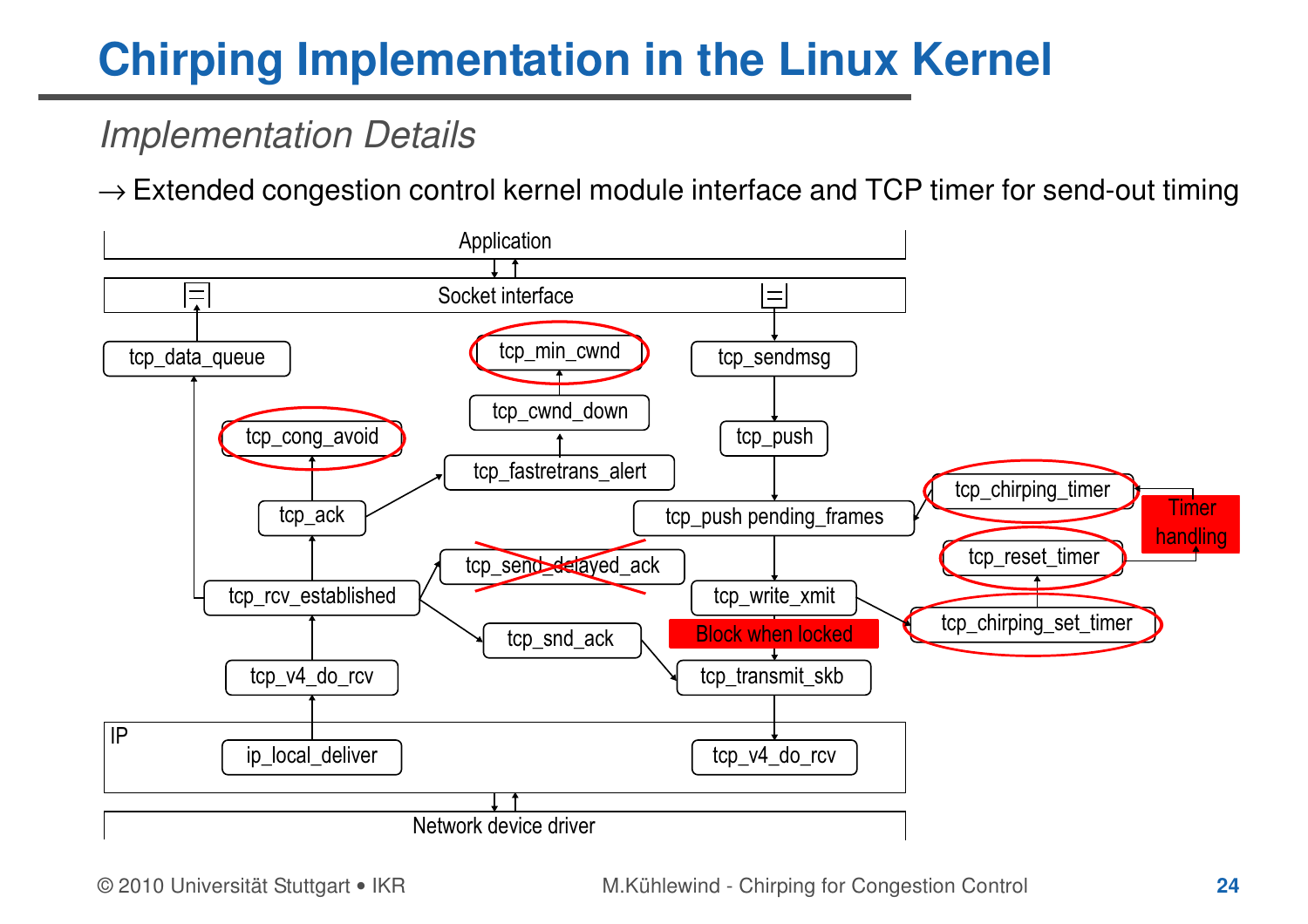# Chirping Implementation in the Linux Kernel

*Implementation Details*

→ Extended congestion control kernel module interface and TCP timer for send-out timing

Application

Socket interface

tcp_data_queue

tcp_min_cwnd

tcp_sendmsg

tcp_cwnd_down

tcp_cong_avoid

tcp_push

tcp_fastretrans_alert

tcp_chirping_timer

tcp_ack

tcp_push pending_frames

Timer handling

tcp_send_delayed_ack

tcp_reset_timer

tcp_rcv_established

tcp_write_xmit

tcp_chirping_set_timer

Block when locked

tcp_snd_ack

tcp_v4_do_rcv

tcp_transmit_skb

IP

ip_local_deliver

tcp_v4_do_rcv

Network device driver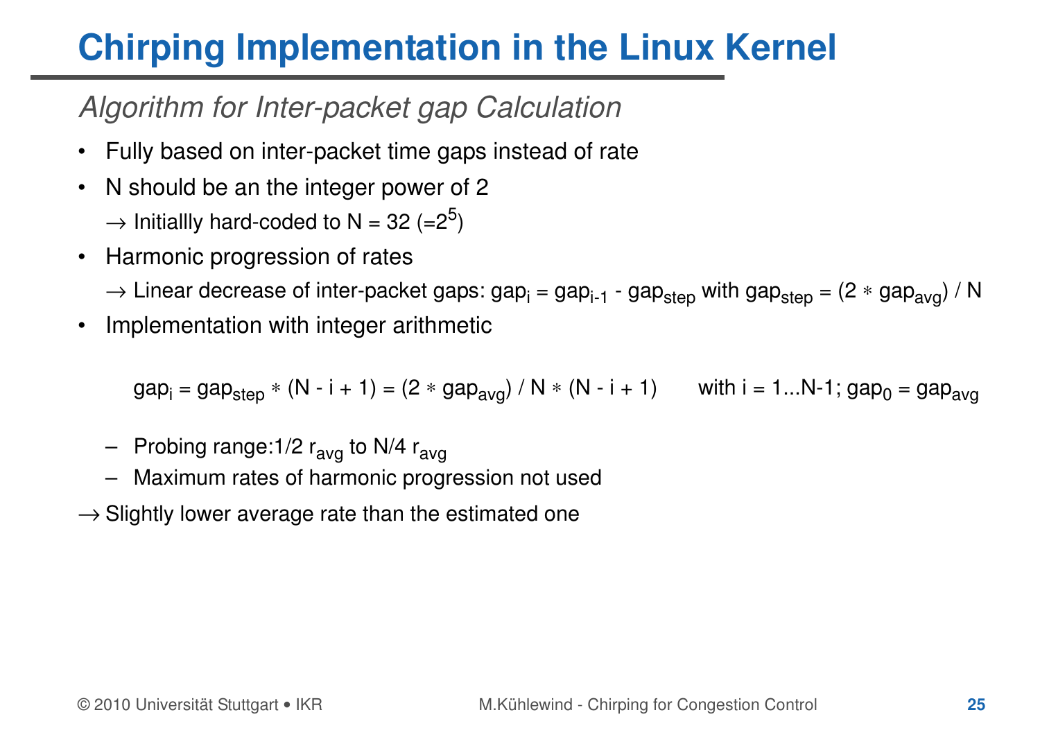# Chirping Implementation in the Linux Kernel

*Algorithm for Inter-packet gap Calculation*

- Fully based on inter-packet time gaps instead of rate
- N should be an the integer power of 2
  → Initiallly hard-coded to N = 32 (=$2^5$)
- Harmonic progression of rates
  → Linear decrease of inter-packet gaps: $gap_i = gap_{i-1} - gap_{step}$ with $gap_{step} = (2 * gap_{avg}) / N$
- Implementation with integer arithmetic

$$gap_i = gap_{step} * (N - i + 1) = (2 * gap_{avg}) / N * (N - i + 1) \quad \text{with } i = 1...N-1;\ gap_0 = gap_{avg}$$

  - Probing range:1/2 $r_{avg}$ to N/4 $r_{avg}$
  - Maximum rates of harmonic progression not used

→ Slightly lower average rate than the estimated one